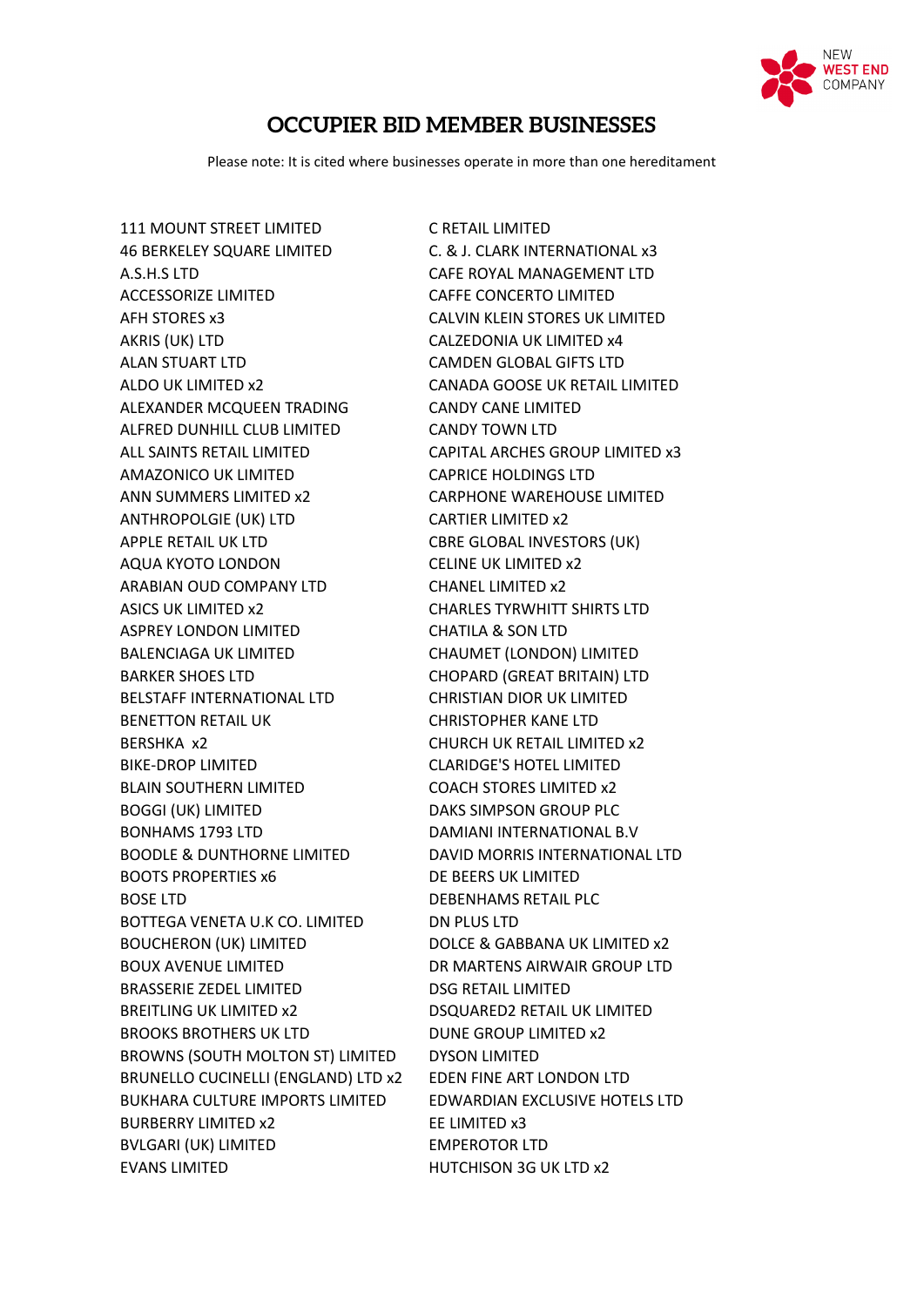# OCCUPIER BID MEMBER BUSINESSES

Please note: It is cited where businesses operate in more than one hereditament

111 MOUNT STREET LIMITED
46 BERKELEY SQUARE LIMITED
A.S.H.S LTD
ACCESSORIZE LIMITED
AFH STORES x3
AKRIS (UK) LTD
ALAN STUART LTD
ALDO UK LIMITED x2
ALEXANDER MCQUEEN TRADING
ALFRED DUNHILL CLUB LIMITED
ALL SAINTS RETAIL LIMITED
AMAZONICO UK LIMITED
ANN SUMMERS LIMITED x2
ANTHROPOLGIE (UK) LTD
APPLE RETAIL UK LTD
AQUA KYOTO LONDON
ARABIAN OUD COMPANY LTD
ASICS UK LIMITED x2
ASPREY LONDON LIMITED
BALENCIAGA UK LIMITED
BARKER SHOES LTD
BELSTAFF INTERNATIONAL LTD
BENETTON RETAIL UK
BERSHKA x2
BIKE-DROP LIMITED
BLAIN SOUTHERN LIMITED
BOGGI (UK) LIMITED
BONHAMS 1793 LTD
BOODLE & DUNTHORNE LIMITED
BOOTS PROPERTIES x6
BOSE LTD
BOTTEGA VENETA U.K CO. LIMITED
BOUCHERON (UK) LIMITED
BOUX AVENUE LIMITED
BRASSERIE ZEDEL LIMITED
BREITLING UK LIMITED x2
BROOKS BROTHERS UK LTD
BROWNS (SOUTH MOLTON ST) LIMITED
BRUNELLO CUCINELLI (ENGLAND) LTD x2
BUKHARA CULTURE IMPORTS LIMITED
BURBERRY LIMITED x2
BVLGARI (UK) LIMITED
EVANS LIMITED
C RETAIL LIMITED
C. & J. CLARK INTERNATIONAL x3
CAFE ROYAL MANAGEMENT LTD
CAFFE CONCERTO LIMITED
CALVIN KLEIN STORES UK LIMITED
CALZEDONIA UK LIMITED x4
CAMDEN GLOBAL GIFTS LTD
CANADA GOOSE UK RETAIL LIMITED
CANDY CANE LIMITED
CANDY TOWN LTD
CAPITAL ARCHES GROUP LIMITED x3
CAPRICE HOLDINGS LTD
CARPHONE WAREHOUSE LIMITED
CARTIER LIMITED x2
CBRE GLOBAL INVESTORS (UK)
CELINE UK LIMITED x2
CHANEL LIMITED x2
CHARLES TYRWHITT SHIRTS LTD
CHATILA & SON LTD
CHAUMET (LONDON) LIMITED
CHOPARD (GREAT BRITAIN) LTD
CHRISTIAN DIOR UK LIMITED
CHRISTOPHER KANE LTD
CHURCH UK RETAIL LIMITED x2
CLARIDGE'S HOTEL LIMITED
COACH STORES LIMITED x2
DAKS SIMPSON GROUP PLC
DAMIANI INTERNATIONAL B.V
DAVID MORRIS INTERNATIONAL LTD
DE BEERS UK LIMITED
DEBENHAMS RETAIL PLC
DN PLUS LTD
DOLCE & GABBANA UK LIMITED x2
DR MARTENS AIRWAIR GROUP LTD
DSG RETAIL LIMITED
DSQUARED2 RETAIL UK LIMITED
DUNE GROUP LIMITED x2
DYSON LIMITED
EDEN FINE ART LONDON LTD
EDWARDIAN EXCLUSIVE HOTELS LTD
EE LIMITED x3
EMPEROTOR LTD
HUTCHISON 3G UK LTD x2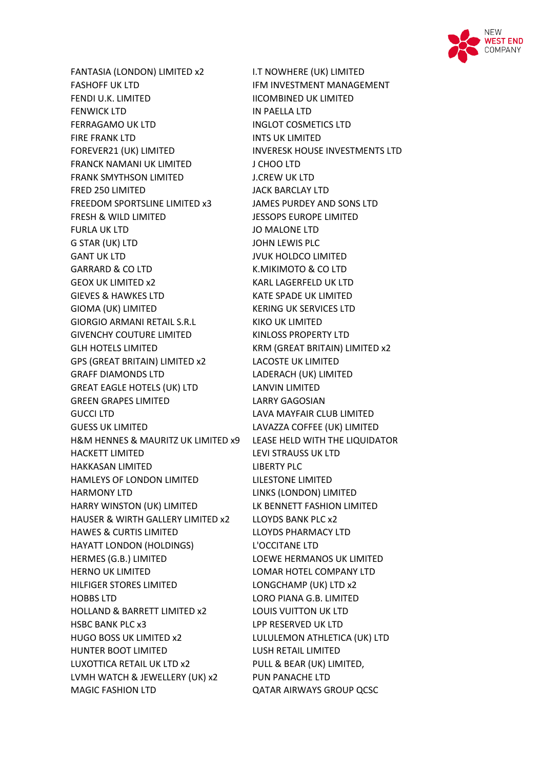FANTASIA (LONDON) LIMITED x2
FASHOFF UK LTD
FENDI U.K. LIMITED
FENWICK LTD
FERRAGAMO UK LTD
FIRE FRANK LTD
FOREVER21 (UK) LIMITED
FRANCK NAMANI UK LIMITED
FRANK SMYTHSON LIMITED
FRED 250 LIMITED
FREEDOM SPORTSLINE LIMITED x3
FRESH & WILD LIMITED
FURLA UK LTD
G STAR (UK) LTD
GANT UK LTD
GARRARD & CO LTD
GEOX UK LIMITED x2
GIEVES & HAWKES LTD
GIOMA (UK) LIMITED
GIORGIO ARMANI RETAIL S.R.L
GIVENCHY COUTURE LIMITED
GLH HOTELS LIMITED
GPS (GREAT BRITAIN) LIMITED x2
GRAFF DIAMONDS LTD
GREAT EAGLE HOTELS (UK) LTD
GREEN GRAPES LIMITED
GUCCI LTD
GUESS UK LIMITED
H&M HENNES & MAURITZ UK LIMITED x9
HACKETT LIMITED
HAKKASAN LIMITED
HAMLEYS OF LONDON LIMITED
HARMONY LTD
HARRY WINSTON (UK) LIMITED
HAUSER & WIRTH GALLERY LIMITED x2
HAWES & CURTIS LIMITED
HAYATT LONDON (HOLDINGS)
HERMES (G.B.) LIMITED
HERNO UK LIMITED
HILFIGER STORES LIMITED
HOBBS LTD
HOLLAND & BARRETT LIMITED x2
HSBC BANK PLC x3
HUGO BOSS UK LIMITED x2
HUNTER BOOT LIMITED
LUXOTTICA RETAIL UK LTD x2
LVMH WATCH & JEWELLERY (UK) x2
MAGIC FASHION LTD

I.T NOWHERE (UK) LIMITED
IFM INVESTMENT MANAGEMENT
IICOMBINED UK LIMITED
IN PAELLA LTD
INGLOT COSMETICS LTD
INTS UK LIMITED
INVERESK HOUSE INVESTMENTS LTD
J CHOO LTD
J.CREW UK LTD
JACK BARCLAY LTD
JAMES PURDEY AND SONS LTD
JESSOPS EUROPE LIMITED
JO MALONE LTD
JOHN LEWIS PLC
JVUK HOLDCO LIMITED
K.MIKIMOTO & CO LTD
KARL LAGERFELD UK LTD
KATE SPADE UK LIMITED
KERING UK SERVICES LTD
KIKO UK LIMITED
KINLOSS PROPERTY LTD
KRM (GREAT BRITAIN) LIMITED x2
LACOSTE UK LIMITED
LADERACH (UK) LIMITED
LANVIN LIMITED
LARRY GAGOSIAN
LAVA MAYFAIR CLUB LIMITED
LAVAZZA COFFEE (UK) LIMITED
LEASE HELD WITH THE LIQUIDATOR
LEVI STRAUSS UK LTD
LIBERTY PLC
LILESTONE LIMITED
LINKS (LONDON) LIMITED
LK BENNETT FASHION LIMITED
LLOYDS BANK PLC x2
LLOYDS PHARMACY LTD
L'OCCITANE LTD
LOEWE HERMANOS UK LIMITED
LOMAR HOTEL COMPANY LTD
LONGCHAMP (UK) LTD x2
LORO PIANA G.B. LIMITED
LOUIS VUITTON UK LTD
LPP RESERVED UK LTD
LULULEMON ATHLETICA (UK) LTD
LUSH RETAIL LIMITED
PULL & BEAR (UK) LIMITED,
PUN PANACHE LTD
QATAR AIRWAYS GROUP QCSC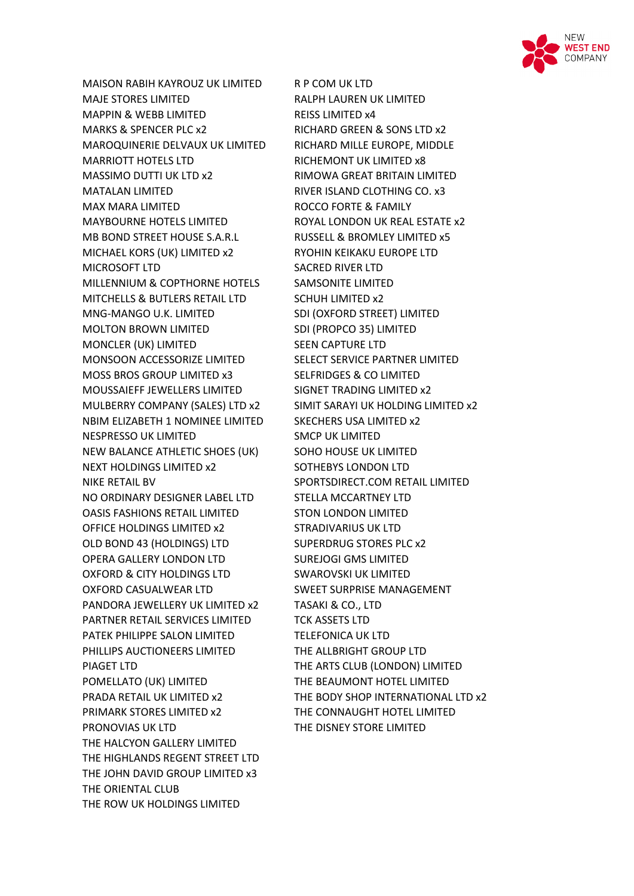MAISON RABIH KAYROUZ UK LIMITED
MAJE STORES LIMITED
MAPPIN & WEBB LIMITED
MARKS & SPENCER PLC x2
MAROQUINERIE DELVAUX UK LIMITED
MARRIOTT HOTELS LTD
MASSIMO DUTTI UK LTD x2
MATALAN LIMITED
MAX MARA LIMITED
MAYBOURNE HOTELS LIMITED
MB BOND STREET HOUSE S.A.R.L
MICHAEL KORS (UK) LIMITED x2
MICROSOFT LTD
MILLENNIUM & COPTHORNE HOTELS
MITCHELLS & BUTLERS RETAIL LTD
MNG-MANGO U.K. LIMITED
MOLTON BROWN LIMITED
MONCLER (UK) LIMITED
MONSOON ACCESSORIZE LIMITED
MOSS BROS GROUP LIMITED x3
MOUSSAIEFF JEWELLERS LIMITED
MULBERRY COMPANY (SALES) LTD x2
NBIM ELIZABETH 1 NOMINEE LIMITED
NESPRESSO UK LIMITED
NEW BALANCE ATHLETIC SHOES (UK)
NEXT HOLDINGS LIMITED x2
NIKE RETAIL BV
NO ORDINARY DESIGNER LABEL LTD
OASIS FASHIONS RETAIL LIMITED
OFFICE HOLDINGS LIMITED x2
OLD BOND 43 (HOLDINGS) LTD
OPERA GALLERY LONDON LTD
OXFORD & CITY HOLDINGS LTD
OXFORD CASUALWEAR LTD
PANDORA JEWELLERY UK LIMITED x2
PARTNER RETAIL SERVICES LIMITED
PATEK PHILIPPE SALON LIMITED
PHILLIPS AUCTIONEERS LIMITED
PIAGET LTD
POMELLATO (UK) LIMITED
PRADA RETAIL UK LIMITED x2
PRIMARK STORES LIMITED x2
PRONOVIAS UK LTD
THE HALCYON GALLERY LIMITED
THE HIGHLANDS REGENT STREET LTD
THE JOHN DAVID GROUP LIMITED x3
THE ORIENTAL CLUB
THE ROW UK HOLDINGS LIMITED
R P COM UK LTD
RALPH LAUREN UK LIMITED
REISS LIMITED x4
RICHARD GREEN & SONS LTD x2
RICHARD MILLE EUROPE, MIDDLE
RICHEMONT UK LIMITED x8
RIMOWA GREAT BRITAIN LIMITED
RIVER ISLAND CLOTHING CO. x3
ROCCO FORTE & FAMILY
ROYAL LONDON UK REAL ESTATE x2
RUSSELL & BROMLEY LIMITED x5
RYOHIN KEIKAKU EUROPE LTD
SACRED RIVER LTD
SAMSONITE LIMITED
SCHUH LIMITED x2
SDI (OXFORD STREET) LIMITED
SDI (PROPCO 35) LIMITED
SEEN CAPTURE LTD
SELECT SERVICE PARTNER LIMITED
SELFRIDGES & CO LIMITED
SIGNET TRADING LIMITED x2
SIMIT SARAYI UK HOLDING LIMITED x2
SKECHERS USA LIMITED x2
SMCP UK LIMITED
SOHO HOUSE UK LIMITED
SOTHEBYS LONDON LTD
SPORTSDIRECT.COM RETAIL LIMITED
STELLA MCCARTNEY LTD
STON LONDON LIMITED
STRADIVARIUS UK LTD
SUPERDRUG STORES PLC x2
SUREJOGI GMS LIMITED
SWAROVSKI UK LIMITED
SWEET SURPRISE MANAGEMENT
TASAKI & CO., LTD
TCK ASSETS LTD
TELEFONICA UK LTD
THE ALLBRIGHT GROUP LTD
THE ARTS CLUB (LONDON) LIMITED
THE BEAUMONT HOTEL LIMITED
THE BODY SHOP INTERNATIONAL LTD x2
THE CONNAUGHT HOTEL LIMITED
THE DISNEY STORE LIMITED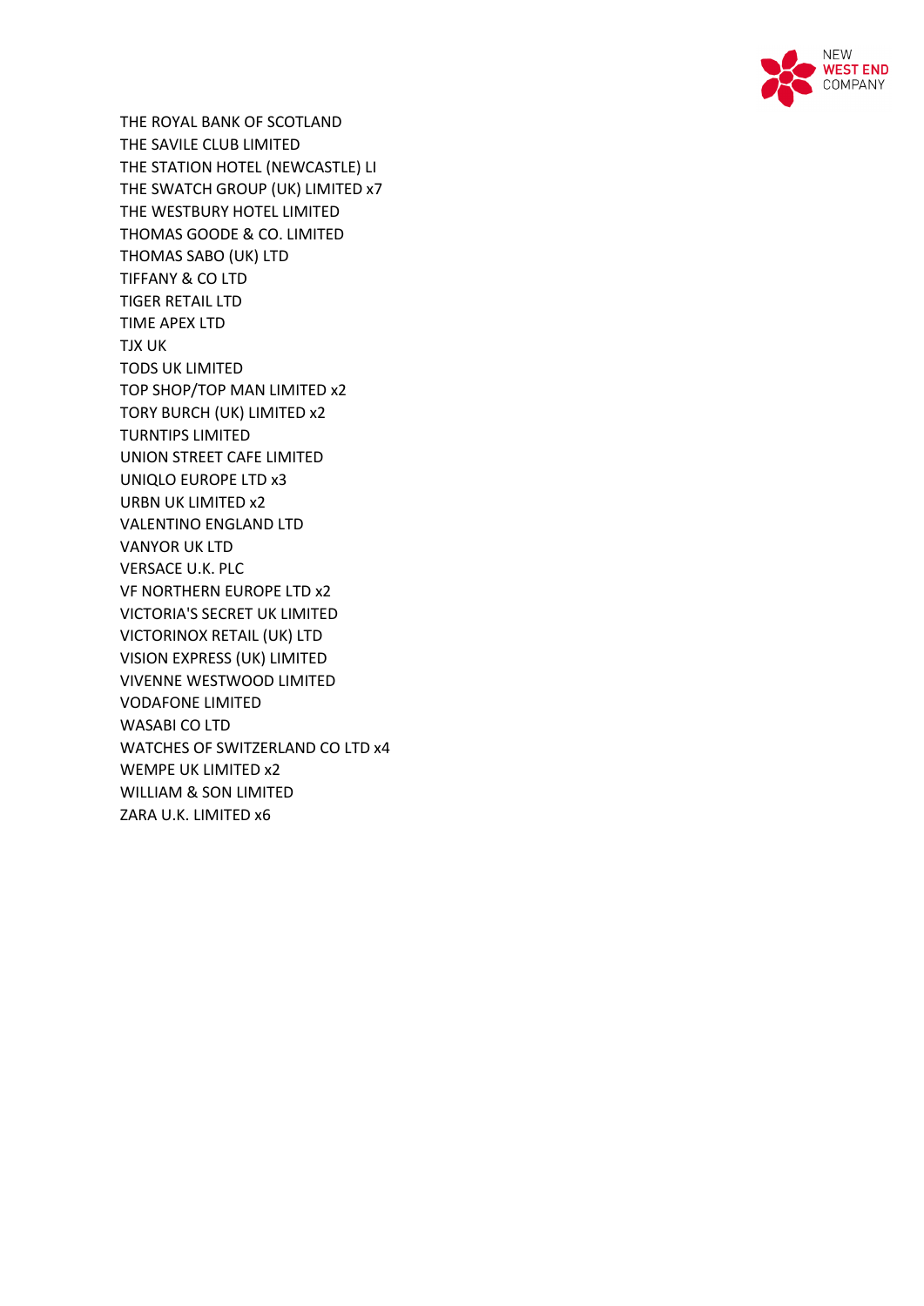THE ROYAL BANK OF SCOTLAND
THE SAVILE CLUB LIMITED
THE STATION HOTEL (NEWCASTLE) LI
THE SWATCH GROUP (UK) LIMITED x7
THE WESTBURY HOTEL LIMITED
THOMAS GOODE & CO. LIMITED
THOMAS SABO (UK) LTD
TIFFANY & CO LTD
TIGER RETAIL LTD
TIME APEX LTD
TJX UK
TODS UK LIMITED
TOP SHOP/TOP MAN LIMITED x2
TORY BURCH (UK) LIMITED x2
TURNTIPS LIMITED
UNION STREET CAFE LIMITED
UNIQLO EUROPE LTD x3
URBN UK LIMITED x2
VALENTINO ENGLAND LTD
VANYOR UK LTD
VERSACE U.K. PLC
VF NORTHERN EUROPE LTD x2
VICTORIA'S SECRET UK LIMITED
VICTORINOX RETAIL (UK) LTD
VISION EXPRESS (UK) LIMITED
VIVENNE WESTWOOD LIMITED
VODAFONE LIMITED
WASABI CO LTD
WATCHES OF SWITZERLAND CO LTD x4
WEMPE UK LIMITED x2
WILLIAM & SON LIMITED
ZARA U.K. LIMITED x6